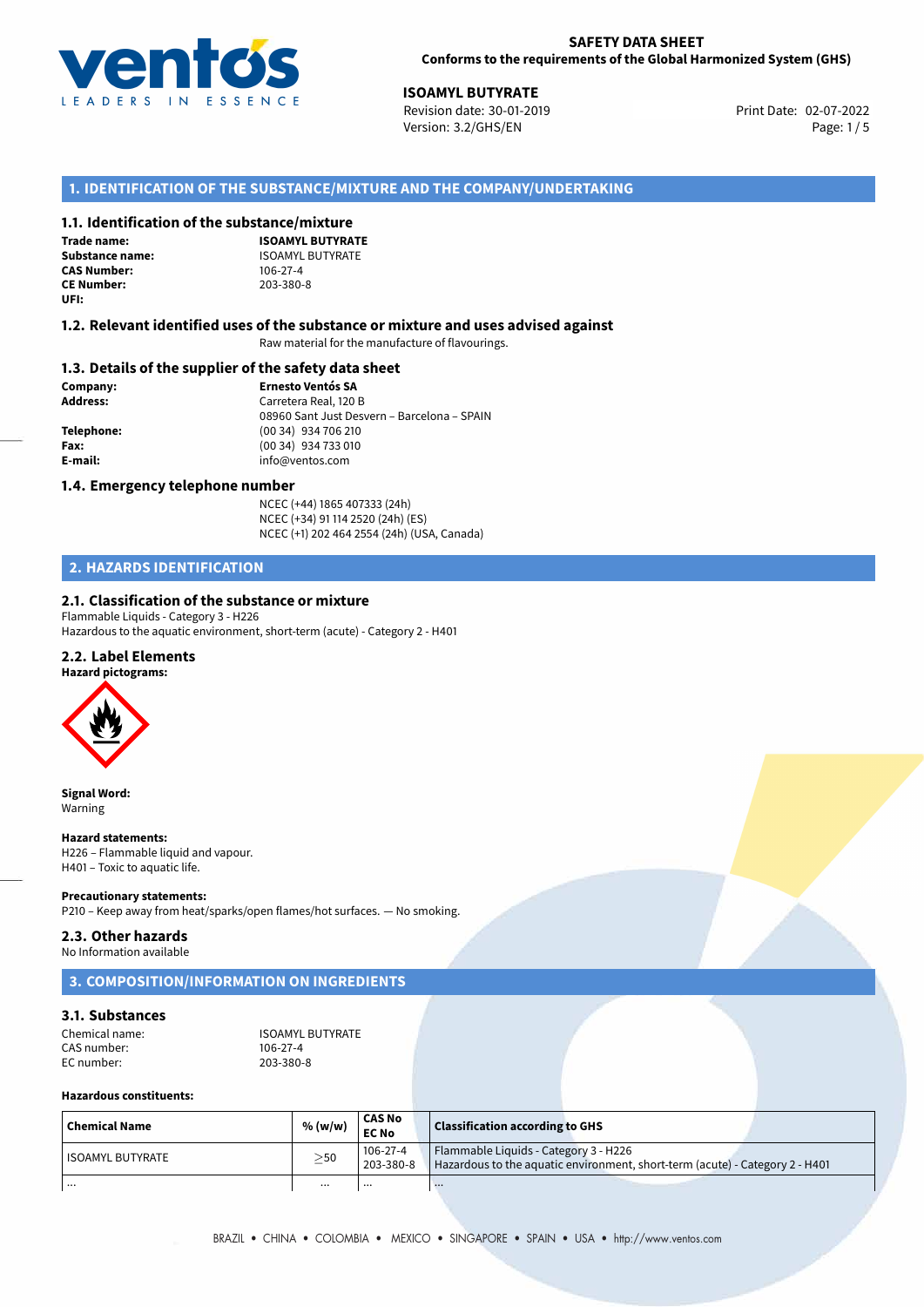**SAFETY DATA SHEET**
**Conforms to the requirements of the Global Harmonized System (GHS)**

**ISOAMYL BUTYRATE**
Revision date: 30-01-2019
Version: 3.2/GHS/EN
Print Date: 02-07-2022

## 1. IDENTIFICATION OF THE SUBSTANCE/MIXTURE AND THE COMPANY/UNDERTAKING

### 1.1. Identification of the substance/mixture

**Trade name:** **ISOAMYL BUTYRATE**
**Substance name:** ISOAMYL BUTYRATE
**CAS Number:** 106-27-4
**CE Number:** 203-380-8
**UFI:**

### 1.2. Relevant identified uses of the substance or mixture and uses advised against

Raw material for the manufacture of flavourings.

### 1.3. Details of the supplier of the safety data sheet

**Company:** **Ernesto Ventós SA**
**Address:** Carretera Real, 120 B
08960 Sant Just Desvern – Barcelona – SPAIN
**Telephone:** (00 34) 934 706 210
**Fax:** (00 34) 934 733 010
**E-mail:** info@ventos.com

### 1.4. Emergency telephone number

NCEC (+44) 1865 407333 (24h)
NCEC (+34) 91 114 2520 (24h) (ES)
NCEC (+1) 202 464 2554 (24h) (USA, Canada)

## 2. HAZARDS IDENTIFICATION

### 2.1. Classification of the substance or mixture

Flammable Liquids - Category 3 - H226
Hazardous to the aquatic environment, short-term (acute) - Category 2 - H401

### 2.2. Label Elements

**Hazard pictograms:**

**Signal Word:**
Warning

**Hazard statements:**
H226 – Flammable liquid and vapour.
H401 – Toxic to aquatic life.

**Precautionary statements:**
P210 – Keep away from heat/sparks/open flames/hot surfaces. — No smoking.

### 2.3. Other hazards

No Information available

## 3. COMPOSITION/INFORMATION ON INGREDIENTS

### 3.1. Substances

Chemical name: ISOAMYL BUTYRATE
CAS number: 106-27-4
EC number: 203-380-8

**Hazardous constituents:**

| Chemical Name | % (w/w) | CAS No<br>EC No | Classification according to GHS |
|---|---|---|---|
| ISOAMYL BUTYRATE | ≥50 | 106-27-4<br>203-380-8 | Flammable Liquids - Category 3 - H226<br>Hazardous to the aquatic environment, short-term (acute) - Category 2 - H401 |
| ... | ... | ... | ... |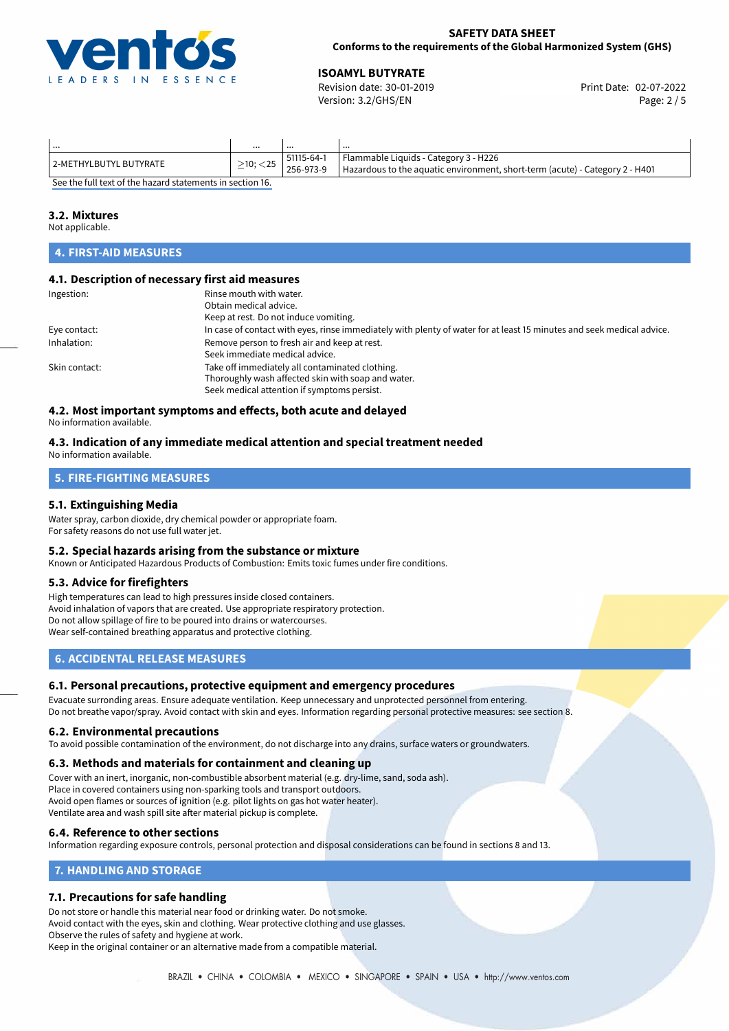| ... | ... | ... | ... |
|---|---|---|---|
| 2-METHYLBUTYL BUTYRATE | $\geq$10; <25 | 51115-64-1<br>256-973-9 | Flammable Liquids - Category 3 - H226<br>Hazardous to the aquatic environment, short-term (acute) - Category 2 - H401 |

See the full text of the hazard statements in section 16.

### 3.2. Mixtures

Not applicable.

## 4. FIRST-AID MEASURES

### 4.1. Description of necessary first aid measures

Ingestion: Rinse mouth with water.
Obtain medical advice.
Keep at rest. Do not induce vomiting.

Eye contact: In case of contact with eyes, rinse immediately with plenty of water for at least 15 minutes and seek medical advice.

Inhalation: Remove person to fresh air and keep at rest.
Seek immediate medical advice.

Skin contact: Take off immediately all contaminated clothing.
Thoroughly wash affected skin with soap and water.
Seek medical attention if symptoms persist.

### 4.2. Most important symptoms and effects, both acute and delayed

No information available.

### 4.3. Indication of any immediate medical attention and special treatment needed

No information available.

## 5. FIRE-FIGHTING MEASURES

### 5.1. Extinguishing Media

Water spray, carbon dioxide, dry chemical powder or appropriate foam.
For safety reasons do not use full water jet.

### 5.2. Special hazards arising from the substance or mixture

Known or Anticipated Hazardous Products of Combustion: Emits toxic fumes under fire conditions.

### 5.3. Advice for firefighters

High temperatures can lead to high pressures inside closed containers.
Avoid inhalation of vapors that are created. Use appropriate respiratory protection.
Do not allow spillage of fire to be poured into drains or watercourses.
Wear self-contained breathing apparatus and protective clothing.

## 6. ACCIDENTAL RELEASE MEASURES

### 6.1. Personal precautions, protective equipment and emergency procedures

Evacuate surronding areas. Ensure adequate ventilation. Keep unnecessary and unprotected personnel from entering.
Do not breathe vapor/spray. Avoid contact with skin and eyes. Information regarding personal protective measures: see section 8.

### 6.2. Environmental precautions

To avoid possible contamination of the environment, do not discharge into any drains, surface waters or groundwaters.

### 6.3. Methods and materials for containment and cleaning up

Cover with an inert, inorganic, non-combustible absorbent material (e.g. dry-lime, sand, soda ash).
Place in covered containers using non-sparking tools and transport outdoors.
Avoid open flames or sources of ignition (e.g. pilot lights on gas hot water heater).
Ventilate area and wash spill site after material pickup is complete.

### 6.4. Reference to other sections

Information regarding exposure controls, personal protection and disposal considerations can be found in sections 8 and 13.

## 7. HANDLING AND STORAGE

### 7.1. Precautions for safe handling

Do not store or handle this material near food or drinking water. Do not smoke.
Avoid contact with the eyes, skin and clothing. Wear protective clothing and use glasses.
Observe the rules of safety and hygiene at work.
Keep in the original container or an alternative made from a compatible material.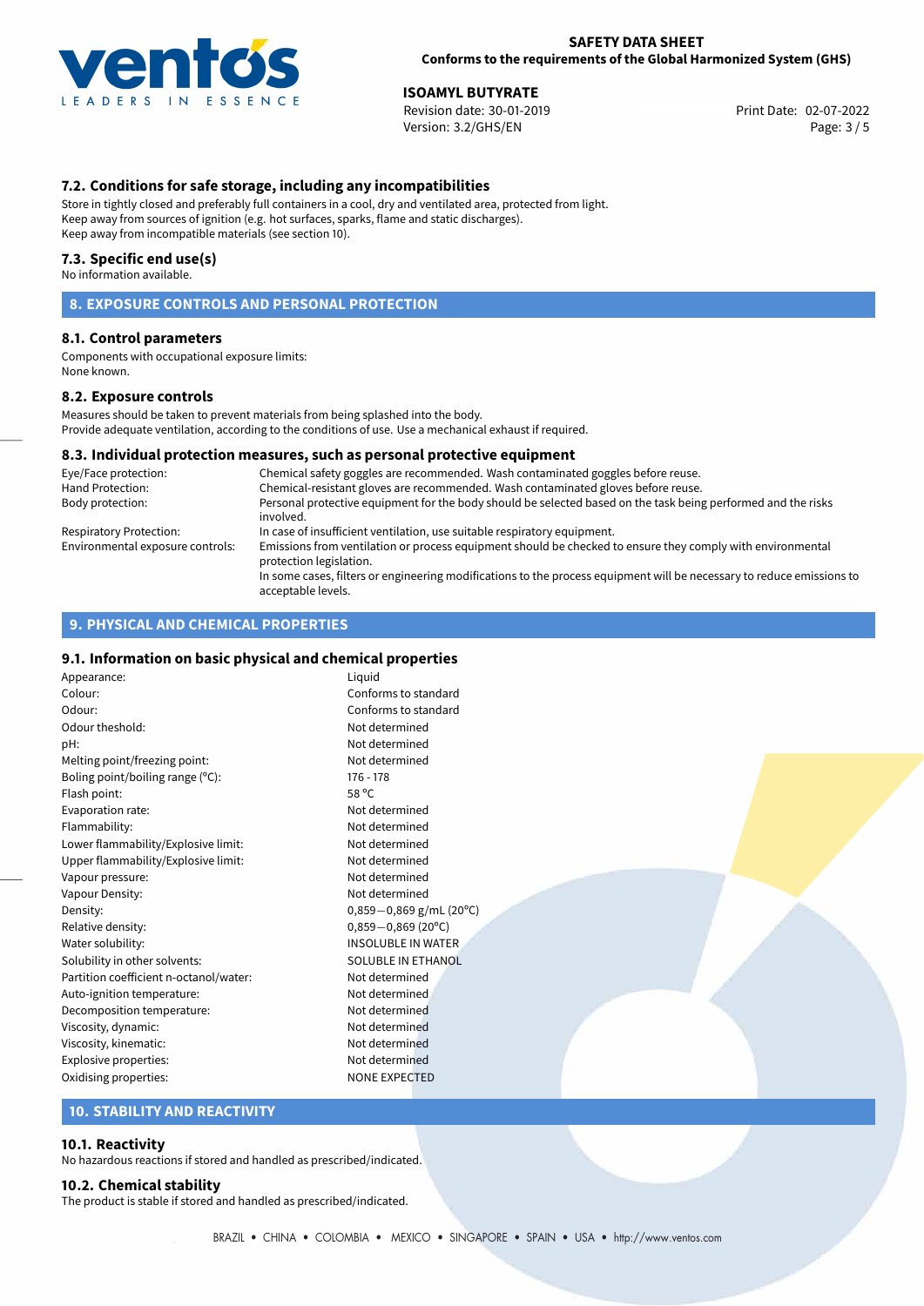## 7.2. Conditions for safe storage, including any incompatibilities

Store in tightly closed and preferably full containers in a cool, dry and ventilated area, protected from light.
Keep away from sources of ignition (e.g. hot surfaces, sparks, flame and static discharges).
Keep away from incompatible materials (see section 10).

## 7.3. Specific end use(s)

No information available.

# 8. EXPOSURE CONTROLS AND PERSONAL PROTECTION

## 8.1. Control parameters

Components with occupational exposure limits:
None known.

## 8.2. Exposure controls

Measures should be taken to prevent materials from being splashed into the body.
Provide adequate ventilation, according to the conditions of use. Use a mechanical exhaust if required.

## 8.3. Individual protection measures, such as personal protective equipment

| | |
|---|---|
| Eye/Face protection: | Chemical safety goggles are recommended. Wash contaminated goggles before reuse. |
| Hand Protection: | Chemical-resistant gloves are recommended. Wash contaminated gloves before reuse. |
| Body protection: | Personal protective equipment for the body should be selected based on the task being performed and the risks involved. |
| Respiratory Protection: | In case of insufficient ventilation, use suitable respiratory equipment. |
| Environmental exposure controls: | Emissions from ventilation or process equipment should be checked to ensure they comply with environmental protection legislation. In some cases, filters or engineering modifications to the process equipment will be necessary to reduce emissions to acceptable levels. |

# 9. PHYSICAL AND CHEMICAL PROPERTIES

## 9.1. Information on basic physical and chemical properties

| | |
|---|---|
| Appearance: | Liquid |
| Colour: | Conforms to standard |
| Odour: | Conforms to standard |
| Odour theshold: | Not determined |
| pH: | Not determined |
| Melting point/freezing point: | Not determined |
| Boling point/boiling range (°C): | 176 - 178 |
| Flash point: | 58 °C |
| Evaporation rate: | Not determined |
| Flammability: | Not determined |
| Lower flammability/Explosive limit: | Not determined |
| Upper flammability/Explosive limit: | Not determined |
| Vapour pressure: | Not determined |
| Vapour Density: | Not determined |
| Density: | 0,859−0,869 g/mL (20°C) |
| Relative density: | 0,859−0,869 (20°C) |
| Water solubility: | INSOLUBLE IN WATER |
| Solubility in other solvents: | SOLUBLE IN ETHANOL |
| Partition coefficient n-octanol/water: | Not determined |
| Auto-ignition temperature: | Not determined |
| Decomposition temperature: | Not determined |
| Viscosity, dynamic: | Not determined |
| Viscosity, kinematic: | Not determined |
| Explosive properties: | Not determined |
| Oxidising properties: | NONE EXPECTED |

# 10. STABILITY AND REACTIVITY

## 10.1. Reactivity

No hazardous reactions if stored and handled as prescribed/indicated.

## 10.2. Chemical stability

The product is stable if stored and handled as prescribed/indicated.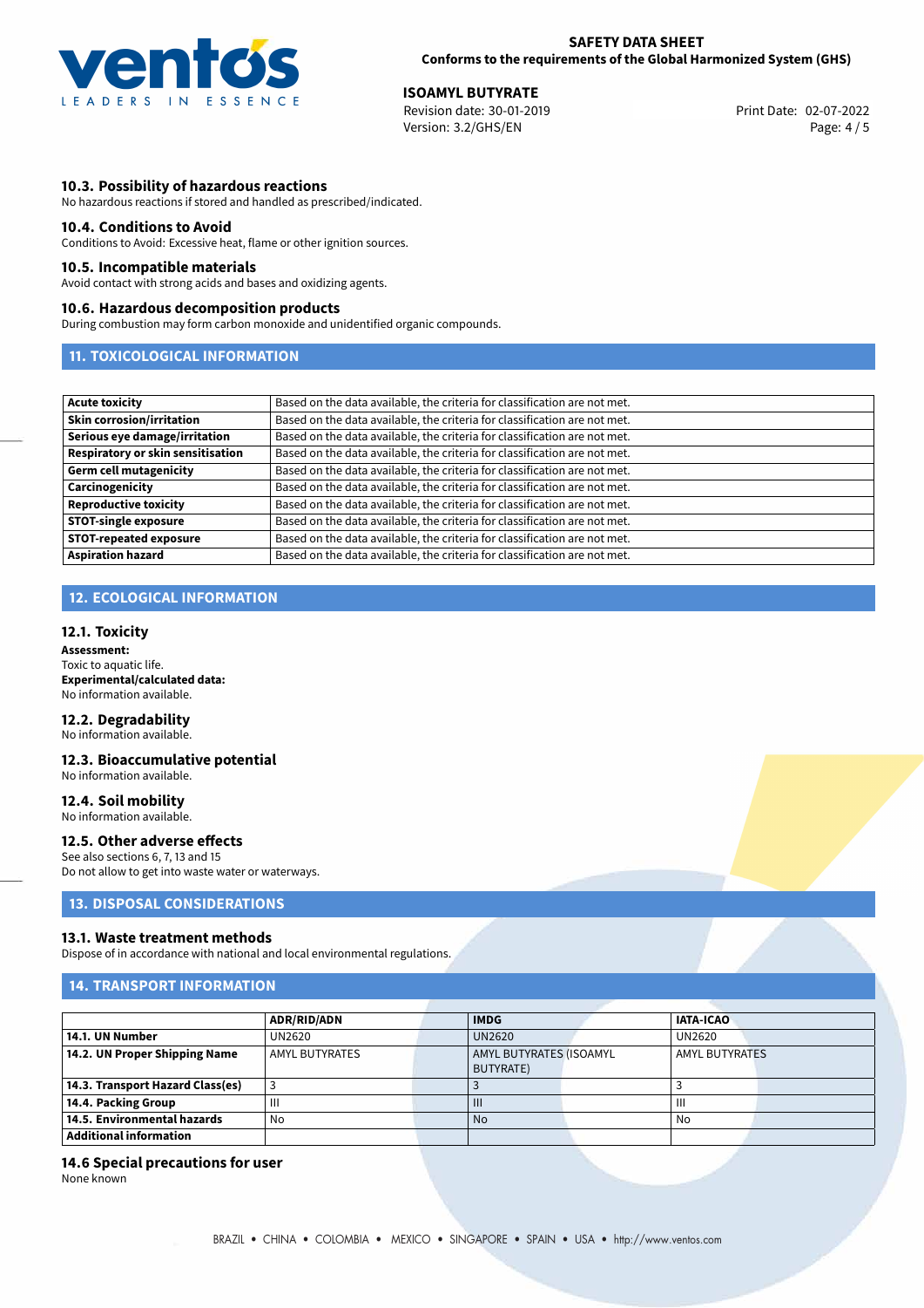### 10.3. Possibility of hazardous reactions

No hazardous reactions if stored and handled as prescribed/indicated.

### 10.4. Conditions to Avoid

Conditions to Avoid: Excessive heat, flame or other ignition sources.

### 10.5. Incompatible materials

Avoid contact with strong acids and bases and oxidizing agents.

### 10.6. Hazardous decomposition products

During combustion may form carbon monoxide and unidentified organic compounds.

## 11. TOXICOLOGICAL INFORMATION

| | |
|---|---|
| **Acute toxicity** | Based on the data available, the criteria for classification are not met. |
| **Skin corrosion/irritation** | Based on the data available, the criteria for classification are not met. |
| **Serious eye damage/irritation** | Based on the data available, the criteria for classification are not met. |
| **Respiratory or skin sensitisation** | Based on the data available, the criteria for classification are not met. |
| **Germ cell mutagenicity** | Based on the data available, the criteria for classification are not met. |
| **Carcinogenicity** | Based on the data available, the criteria for classification are not met. |
| **Reproductive toxicity** | Based on the data available, the criteria for classification are not met. |
| **STOT-single exposure** | Based on the data available, the criteria for classification are not met. |
| **STOT-repeated exposure** | Based on the data available, the criteria for classification are not met. |
| **Aspiration hazard** | Based on the data available, the criteria for classification are not met. |

## 12. ECOLOGICAL INFORMATION

### 12.1. Toxicity

**Assessment:**
Toxic to aquatic life.
**Experimental/calculated data:**
No information available.

### 12.2. Degradability

No information available.

### 12.3. Bioaccumulative potential

No information available.

### 12.4. Soil mobility

No information available.

### 12.5. Other adverse effects

See also sections 6, 7, 13 and 15
Do not allow to get into waste water or waterways.

## 13. DISPOSAL CONSIDERATIONS

### 13.1. Waste treatment methods

Dispose of in accordance with national and local environmental regulations.

## 14. TRANSPORT INFORMATION

| | ADR/RID/ADN | IMDG | IATA-ICAO |
|---|---|---|---|
| **14.1. UN Number** | UN2620 | UN2620 | UN2620 |
| **14.2. UN Proper Shipping Name** | AMYL BUTYRATES | AMYL BUTYRATES (ISOAMYL BUTYRATE) | AMYL BUTYRATES |
| **14.3. Transport Hazard Class(es)** | 3 | 3 | 3 |
| **14.4. Packing Group** | III | III | III |
| **14.5. Environmental hazards** | No | No | No |
| **Additional information** | | | |

### 14.6 Special precautions for user

None known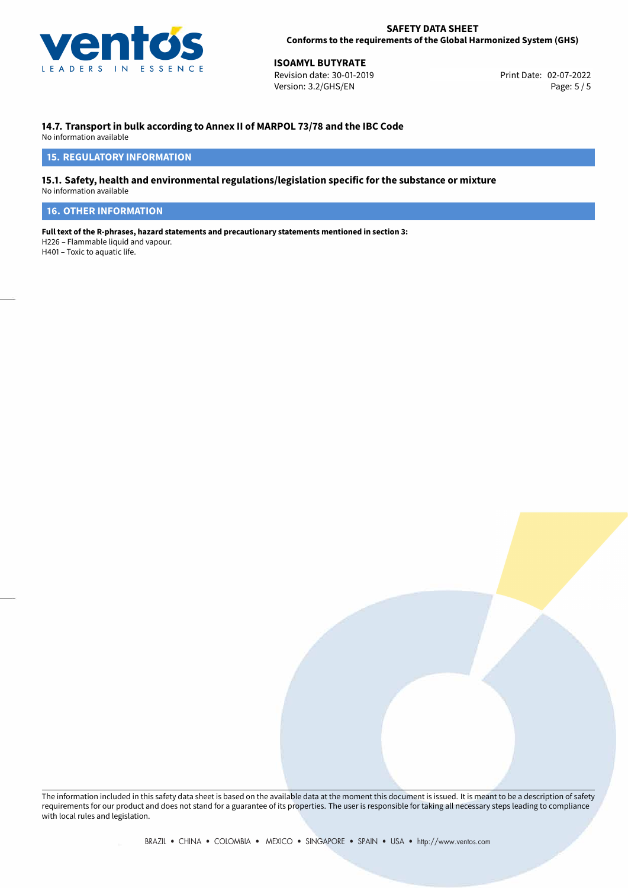### 14.7. Transport in bulk according to Annex II of MARPOL 73/78 and the IBC Code

No information available

## 15. REGULATORY INFORMATION

### 15.1. Safety, health and environmental regulations/legislation specific for the substance or mixture

No information available

## 16. OTHER INFORMATION

**Full text of the R-phrases, hazard statements and precautionary statements mentioned in section 3:**

H226 – Flammable liquid and vapour.
H401 – Toxic to aquatic life.

The information included in this safety data sheet is based on the available data at the moment this document is issued. It is meant to be a description of safety requirements for our product and does not stand for a guarantee of its properties. The user is responsible for taking all necessary steps leading to compliance with local rules and legislation.